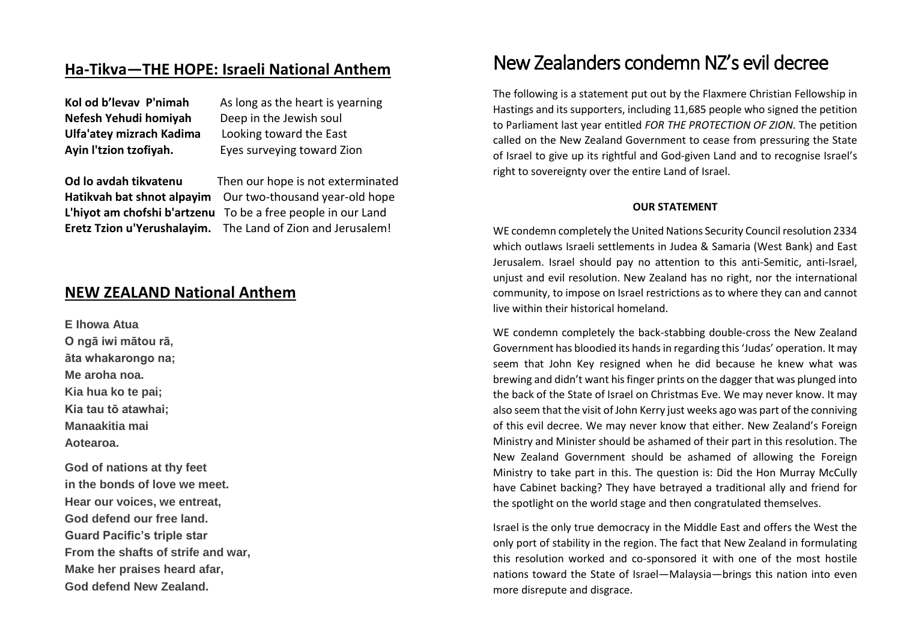## Ha-Tikva—THE HOPE: Israeli National Anthem

| | |
|---|---|
| **Kol od b'levav P'nimah** | As long as the heart is yearning |
| **Nefesh Yehudi homiyah** | Deep in the Jewish soul |
| **Ulfa'atey mizrach Kadima** | Looking toward the East |
| **Ayin l'tzion tzofiyah.** | Eyes surveying toward Zion |
| **Od lo avdah tikvatenu** | Then our hope is not exterminated |
| **Hatikvah bat shnot alpayim** | Our two-thousand year-old hope |
| **L'hiyot am chofshi b'artzenu** | To be a free people in our Land |
| **Eretz Tzion u'Yerushalayim.** | The Land of Zion and Jerusalem! |

## NEW ZEALAND National Anthem

**E Ihowa Atua**
**O ngā iwi mātou rā,**
**āta whakarongo na;**
**Me aroha noa.**
**Kia hua ko te pai;**
**Kia tau tō atawhai;**
**Manaakitia mai**
**Aotearoa.**

**God of nations at thy feet**
**in the bonds of love we meet.**
**Hear our voices, we entreat,**
**God defend our free land.**
**Guard Pacific's triple star**
**From the shafts of strife and war,**
**Make her praises heard afar,**
**God defend New Zealand.**

# New Zealanders condemn NZ's evil decree

The following is a statement put out by the Flaxmere Christian Fellowship in Hastings and its supporters, including 11,685 people who signed the petition to Parliament last year entitled *FOR THE PROTECTION OF ZION*. The petition called on the New Zealand Government to cease from pressuring the State of Israel to give up its rightful and God-given Land and to recognise Israel's right to sovereignty over the entire Land of Israel.

**OUR STATEMENT**

WE condemn completely the United Nations Security Council resolution 2334 which outlaws Israeli settlements in Judea & Samaria (West Bank) and East Jerusalem. Israel should pay no attention to this anti-Semitic, anti-Israel, unjust and evil resolution. New Zealand has no right, nor the international community, to impose on Israel restrictions as to where they can and cannot live within their historical homeland.

WE condemn completely the back-stabbing double-cross the New Zealand Government has bloodied its hands in regarding this 'Judas' operation. It may seem that John Key resigned when he did because he knew what was brewing and didn't want his finger prints on the dagger that was plunged into the back of the State of Israel on Christmas Eve. We may never know. It may also seem that the visit of John Kerry just weeks ago was part of the conniving of this evil decree. We may never know that either. New Zealand's Foreign Ministry and Minister should be ashamed of their part in this resolution. The New Zealand Government should be ashamed of allowing the Foreign Ministry to take part in this. The question is: Did the Hon Murray McCully have Cabinet backing? They have betrayed a traditional ally and friend for the spotlight on the world stage and then congratulated themselves.

Israel is the only true democracy in the Middle East and offers the West the only port of stability in the region. The fact that New Zealand in formulating this resolution worked and co-sponsored it with one of the most hostile nations toward the State of Israel—Malaysia—brings this nation into even more disrepute and disgrace.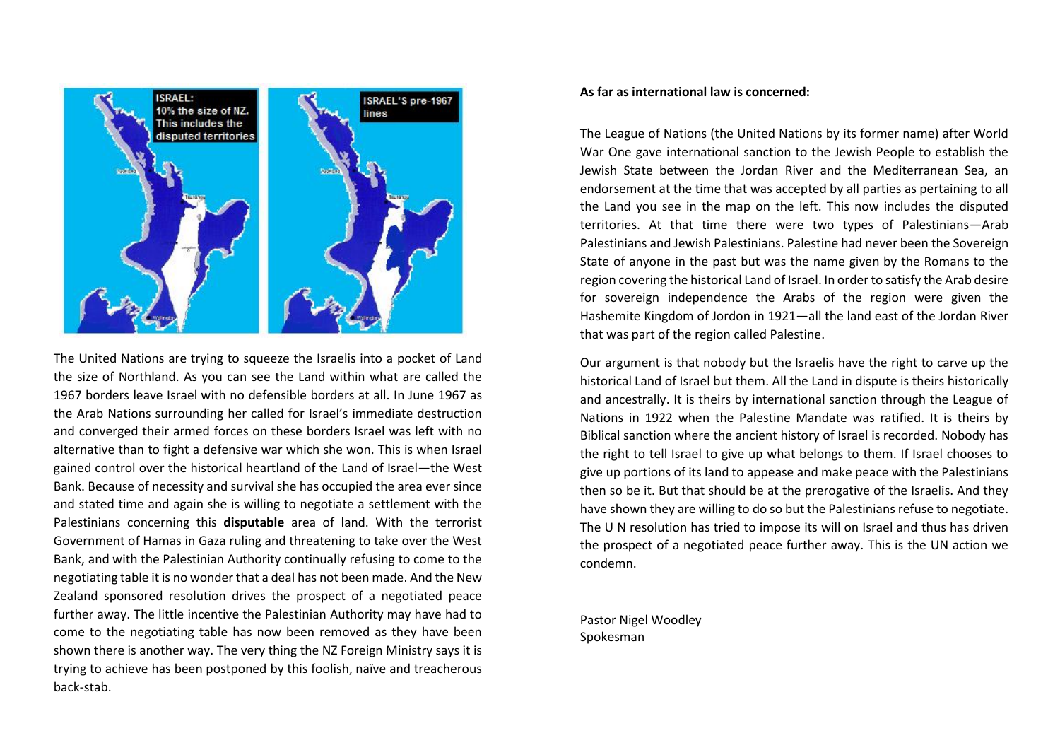ISRAEL:
10% the size of NZ.
This includes the
disputed territories

ISRAEL'S pre-1967
lines

The United Nations are trying to squeeze the Israelis into a pocket of Land the size of Northland. As you can see the Land within what are called the 1967 borders leave Israel with no defensible borders at all. In June 1967 as the Arab Nations surrounding her called for Israel's immediate destruction and converged their armed forces on these borders Israel was left with no alternative than to fight a defensive war which she won. This is when Israel gained control over the historical heartland of the Land of Israel—the West Bank. Because of necessity and survival she has occupied the area ever since and stated time and again she is willing to negotiate a settlement with the Palestinians concerning this **disputable** area of land. With the terrorist Government of Hamas in Gaza ruling and threatening to take over the West Bank, and with the Palestinian Authority continually refusing to come to the negotiating table it is no wonder that a deal has not been made. And the New Zealand sponsored resolution drives the prospect of a negotiated peace further away. The little incentive the Palestinian Authority may have had to come to the negotiating table has now been removed as they have been shown there is another way. The very thing the NZ Foreign Ministry says it is trying to achieve has been postponed by this foolish, naïve and treacherous back-stab.

**As far as international law is concerned:**

The League of Nations (the United Nations by its former name) after World War One gave international sanction to the Jewish People to establish the Jewish State between the Jordan River and the Mediterranean Sea, an endorsement at the time that was accepted by all parties as pertaining to all the Land you see in the map on the left. This now includes the disputed territories. At that time there were two types of Palestinians—Arab Palestinians and Jewish Palestinians. Palestine had never been the Sovereign State of anyone in the past but was the name given by the Romans to the region covering the historical Land of Israel. In order to satisfy the Arab desire for sovereign independence the Arabs of the region were given the Hashemite Kingdom of Jordon in 1921—all the land east of the Jordan River that was part of the region called Palestine.

Our argument is that nobody but the Israelis have the right to carve up the historical Land of Israel but them. All the Land in dispute is theirs historically and ancestrally. It is theirs by international sanction through the League of Nations in 1922 when the Palestine Mandate was ratified. It is theirs by Biblical sanction where the ancient history of Israel is recorded. Nobody has the right to tell Israel to give up what belongs to them. If Israel chooses to give up portions of its land to appease and make peace with the Palestinians then so be it. But that should be at the prerogative of the Israelis. And they have shown they are willing to do so but the Palestinians refuse to negotiate. The U N resolution has tried to impose its will on Israel and thus has driven the prospect of a negotiated peace further away. This is the UN action we condemn.

Pastor Nigel Woodley
Spokesman